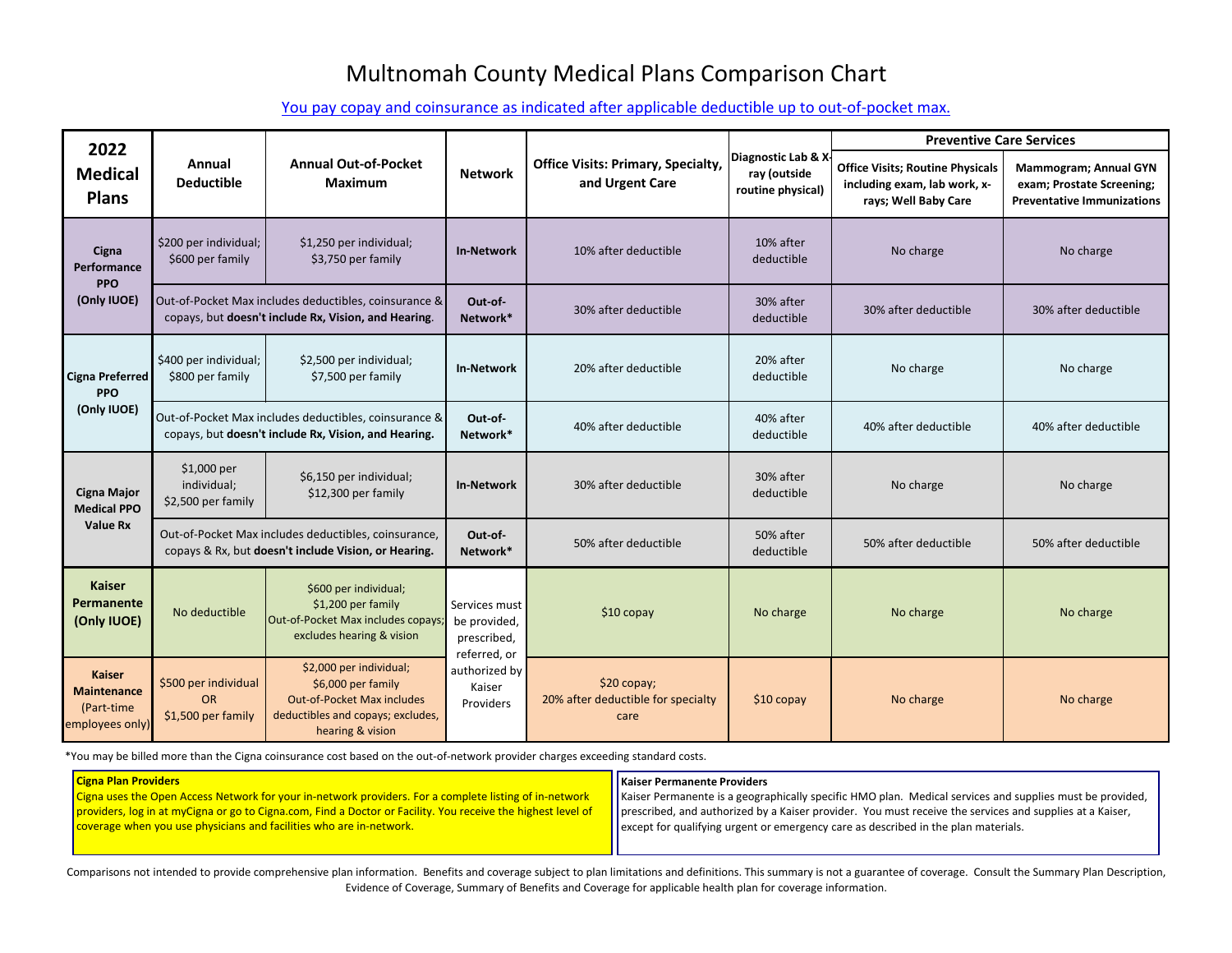# Multnomah County Medical Plans Comparison Chart

You pay copay and coinsurance as indicated after applicable deductible up to out-of-pocket max.

| 2022 Medical Plans | Annual Deductible | Annual Out-of-Pocket Maximum | Network | Office Visits: Primary, Specialty, and Urgent Care | Diagnostic Lab & X-ray (outside routine physical) | Preventive Care Services | |
|---|---|---|---|---|---|---|---|
| | | | | | | Office Visits; Routine Physicals including exam, lab work, x-rays; Well Baby Care | Mammogram; Annual GYN exam; Prostate Screening; Preventative Immunizations |
| **Cigna Performance PPO (Only IUOE)** | $200 per individual; $600 per family | $1,250 per individual; $3,750 per family | **In-Network** | 10% after deductible | 10% after deductible | No charge | No charge |
| | Out-of-Pocket Max includes deductibles, coinsurance & copays, but **doesn't include Rx, Vision, and Hearing**. | | **Out-of-Network*** | 30% after deductible | 30% after deductible | 30% after deductible | 30% after deductible |
| **Cigna Preferred PPO (Only IUOE)** | $400 per individual; $800 per family | $2,500 per individual; $7,500 per family | **In-Network** | 20% after deductible | 20% after deductible | No charge | No charge |
| | Out-of-Pocket Max includes deductibles, coinsurance & copays, but **doesn't include Rx, Vision, and Hearing.** | | **Out-of-Network*** | 40% after deductible | 40% after deductible | 40% after deductible | 40% after deductible |
| **Cigna Major Medical PPO Value Rx** | $1,000 per individual; $2,500 per family | $6,150 per individual; $12,300 per family | **In-Network** | 30% after deductible | 30% after deductible | No charge | No charge |
| | Out-of-Pocket Max includes deductibles, coinsurance, copays & Rx, but **doesn't include Vision, or Hearing.** | | **Out-of-Network*** | 50% after deductible | 50% after deductible | 50% after deductible | 50% after deductible |
| **Kaiser Permanente (Only IUOE)** | No deductible | $600 per individual; $1,200 per family Out-of-Pocket Max includes copays; excludes hearing & vision | Services must be provided, prescribed, referred, or authorized by Kaiser Providers | $10 copay | No charge | No charge | No charge |
| **Kaiser Maintenance** (Part-time employees only) | $500 per individual OR $1,500 per family | $2,000 per individual; $6,000 per family Out-of-Pocket Max includes deductibles and copays; excludes, hearing & vision | | $20 copay; 20% after deductible for specialty care | $10 copay | No charge | No charge |

*You may be billed more than the Cigna coinsurance cost based on the out-of-network provider charges exceeding standard costs.

**Cigna Plan Providers**
Cigna uses the Open Access Network for your in-network providers. For a complete listing of in-network providers, log in at myCigna or go to Cigna.com, Find a Doctor or Facility. You receive the highest level of coverage when you use physicians and facilities who are in-network.

**Kaiser Permanente Providers**
Kaiser Permanente is a geographically specific HMO plan. Medical services and supplies must be provided, prescribed, and authorized by a Kaiser provider. You must receive the services and supplies at a Kaiser, except for qualifying urgent or emergency care as described in the plan materials.

Comparisons not intended to provide comprehensive plan information. Benefits and coverage subject to plan limitations and definitions. This summary is not a guarantee of coverage. Consult the Summary Plan Description, Evidence of Coverage, Summary of Benefits and Coverage for applicable health plan for coverage information.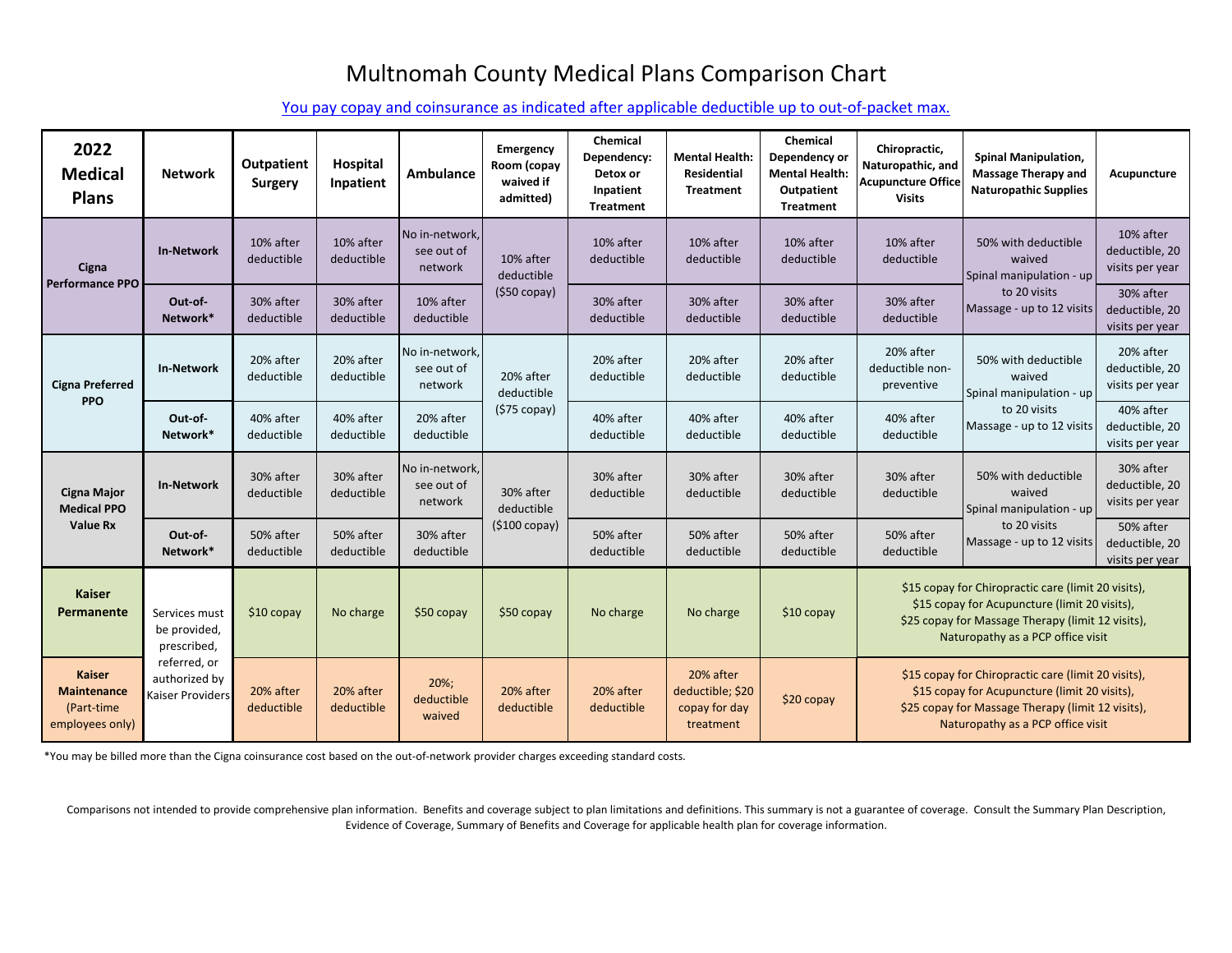# Multnomah County Medical Plans Comparison Chart

You pay copay and coinsurance as indicated after applicable deductible up to out-of-packet max.

| 2022 Medical Plans | Network | Outpatient Surgery | Hospital Inpatient | Ambulance | Emergency Room (copay waived if admitted) | Chemical Dependency: Detox or Inpatient Treatment | Mental Health: Residential Treatment | Chemical Dependency or Mental Health: Outpatient Treatment | Chiropractic, Naturopathic, and Acupuncture Office Visits | Spinal Manipulation, Massage Therapy and Naturopathic Supplies | Acupuncture |
|---|---|---|---|---|---|---|---|---|---|---|---|
| Cigna Performance PPO | In-Network | 10% after deductible | 10% after deductible | No in-network, see out of network | 10% after deductible ($50 copay) | 10% after deductible | 10% after deductible | 10% after deductible | 10% after deductible | 50% with deductible waived Spinal manipulation - up to 20 visits Massage - up to 12 visits | 10% after deductible, 20 visits per year |
| | Out-of-Network* | 30% after deductible | 30% after deductible | 10% after deductible | | 30% after deductible | 30% after deductible | 30% after deductible | 30% after deductible | | 30% after deductible, 20 visits per year |
| Cigna Preferred PPO | In-Network | 20% after deductible | 20% after deductible | No in-network, see out of network | 20% after deductible ($75 copay) | 20% after deductible | 20% after deductible | 20% after deductible | 20% after deductible non-preventive | 50% with deductible waived Spinal manipulation - up to 20 visits Massage - up to 12 visits | 20% after deductible, 20 visits per year |
| | Out-of-Network* | 40% after deductible | 40% after deductible | 20% after deductible | | 40% after deductible | 40% after deductible | 40% after deductible | 40% after deductible | | 40% after deductible, 20 visits per year |
| Cigna Major Medical PPO Value Rx | In-Network | 30% after deductible | 30% after deductible | No in-network, see out of network | 30% after deductible ($100 copay) | 30% after deductible | 30% after deductible | 30% after deductible | 30% after deductible | 50% with deductible waived Spinal manipulation - up to 20 visits Massage - up to 12 visits | 30% after deductible, 20 visits per year |
| | Out-of-Network* | 50% after deductible | 50% after deductible | 30% after deductible | | 50% after deductible | 50% after deductible | 50% after deductible | 50% after deductible | | 50% after deductible, 20 visits per year |
| Kaiser Permanente | Services must be provided, prescribed, referred, or authorized by Kaiser Providers | $10 copay | No charge | $50 copay | $50 copay | No charge | No charge | $10 copay | $15 copay for Chiropractic care (limit 20 visits), $15 copay for Acupuncture (limit 20 visits), $25 copay for Massage Therapy (limit 12 visits), Naturopathy as a PCP office visit | | |
| Kaiser Maintenance (Part-time employees only) | | 20% after deductible | 20% after deductible | 20%; deductible waived | 20% after deductible | 20% after deductible | 20% after deductible; $20 copay for day treatment | $20 copay | $15 copay for Chiropractic care (limit 20 visits), $15 copay for Acupuncture (limit 20 visits), $25 copay for Massage Therapy (limit 12 visits), Naturopathy as a PCP office visit | | |

*You may be billed more than the Cigna coinsurance cost based on the out-of-network provider charges exceeding standard costs.

Comparisons not intended to provide comprehensive plan information. Benefits and coverage subject to plan limitations and definitions. This summary is not a guarantee of coverage. Consult the Summary Plan Description, Evidence of Coverage, Summary of Benefits and Coverage for applicable health plan for coverage information.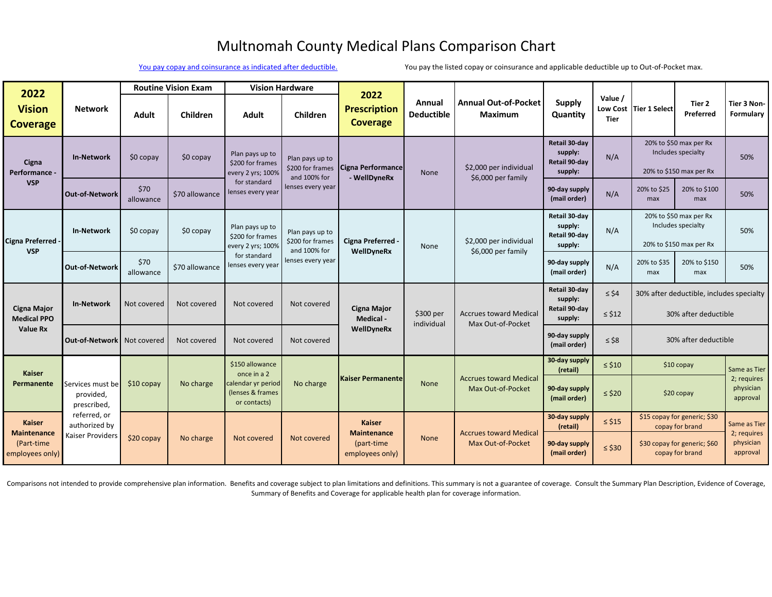# Multnomah County Medical Plans Comparison Chart

You pay copay and coinsurance as indicated after deductible.

You pay the listed copay or coinsurance and applicable deductible up to Out-of-Pocket max.

| 2022 Vision Coverage | Network | Routine Vision Exam | | Vision Hardware | | 2022 Prescription Coverage | Annual Deductible | Annual Out-of-Pocket Maximum | Supply Quantity | Value / Low Cost Tier | Tier 1 Select | Tier 2 Preferred | Tier 3 Non-Formulary |
|---|---|---|---|---|---|---|---|---|---|---|---|---|---|
| | | Adult | Children | Adult | Children | | | | | | | | |
| Cigna Performance - VSP | In-Network | $0 copay | $0 copay | Plan pays up to $200 for frames every 2 yrs; 100% for standard lenses every year | Plan pays up to $200 for frames and 100% for lenses every year | Cigna Performance - WellDyneRx | None | $2,000 per individual $6,000 per family | Retail 30-day supply: Retail 90-day supply: | N/A | 20% to $50 max per Rx Includes specialty 20% to $150 max per Rx | | 50% |
| | Out-of-Network | $70 allowance | $70 allowance | | | | | | 90-day supply (mail order) | N/A | 20% to $25 max | 20% to $100 max | 50% |
| Cigna Preferred - VSP | In-Network | $0 copay | $0 copay | Plan pays up to $200 for frames every 2 yrs; 100% for standard lenses every year | Plan pays up to $200 for frames and 100% for lenses every year | Cigna Preferred - WellDyneRx | None | $2,000 per individual $6,000 per family | Retail 30-day supply: Retail 90-day supply: | N/A | 20% to $50 max per Rx Includes specialty 20% to $150 max per Rx | | 50% |
| | Out-of-Network | $70 allowance | $70 allowance | | | | | | 90-day supply (mail order) | N/A | 20% to $35 max | 20% to $150 max | 50% |
| Cigna Major Medical PPO Value Rx | In-Network | Not covered | Not covered | Not covered | Not covered | Cigna Major Medical - WellDyneRx | $300 per individual | Accrues toward Medical Max Out-of-Pocket | Retail 30-day supply: Retail 90-day supply: | ≤ $4 ≤ $12 | 30% after deductible, includes specialty 30% after deductible | | |
| | Out-of-Network | Not covered | Not covered | Not covered | Not covered | | | | 90-day supply (mail order) | ≤ $8 | 30% after deductible | | |
| Kaiser Permanente | Services must be provided, prescribed, referred, or authorized by Kaiser Providers | $10 copay | No charge | $150 allowance once in a 2 calendar yr period (lenses & frames or contacts) | No charge | Kaiser Permanente | None | Accrues toward Medical Max Out-of-Pocket | 30-day supply (retail) | ≤ $10 | $10 copay | | Same as Tier 2; requires physician approval |
| | | | | | | | | | 90-day supply (mail order) | ≤ $20 | $20 copay | | |
| Kaiser Maintenance (Part-time employees only) | | $20 copay | No charge | Not covered | Not covered | Kaiser Maintenance (part-time employees only) | None | Accrues toward Medical Max Out-of-Pocket | 30-day supply (retail) | ≤ $15 | $15 copay for generic; $30 copay for brand | | Same as Tier 2; requires physician approval |
| | | | | | | | | | 90-day supply (mail order) | ≤ $30 | $30 copay for generic; $60 copay for brand | | |

Comparisons not intended to provide comprehensive plan information. Benefits and coverage subject to plan limitations and definitions. This summary is not a guarantee of coverage. Consult the Summary Plan Description, Evidence of Coverage, Summary of Benefits and Coverage for applicable health plan for coverage information.